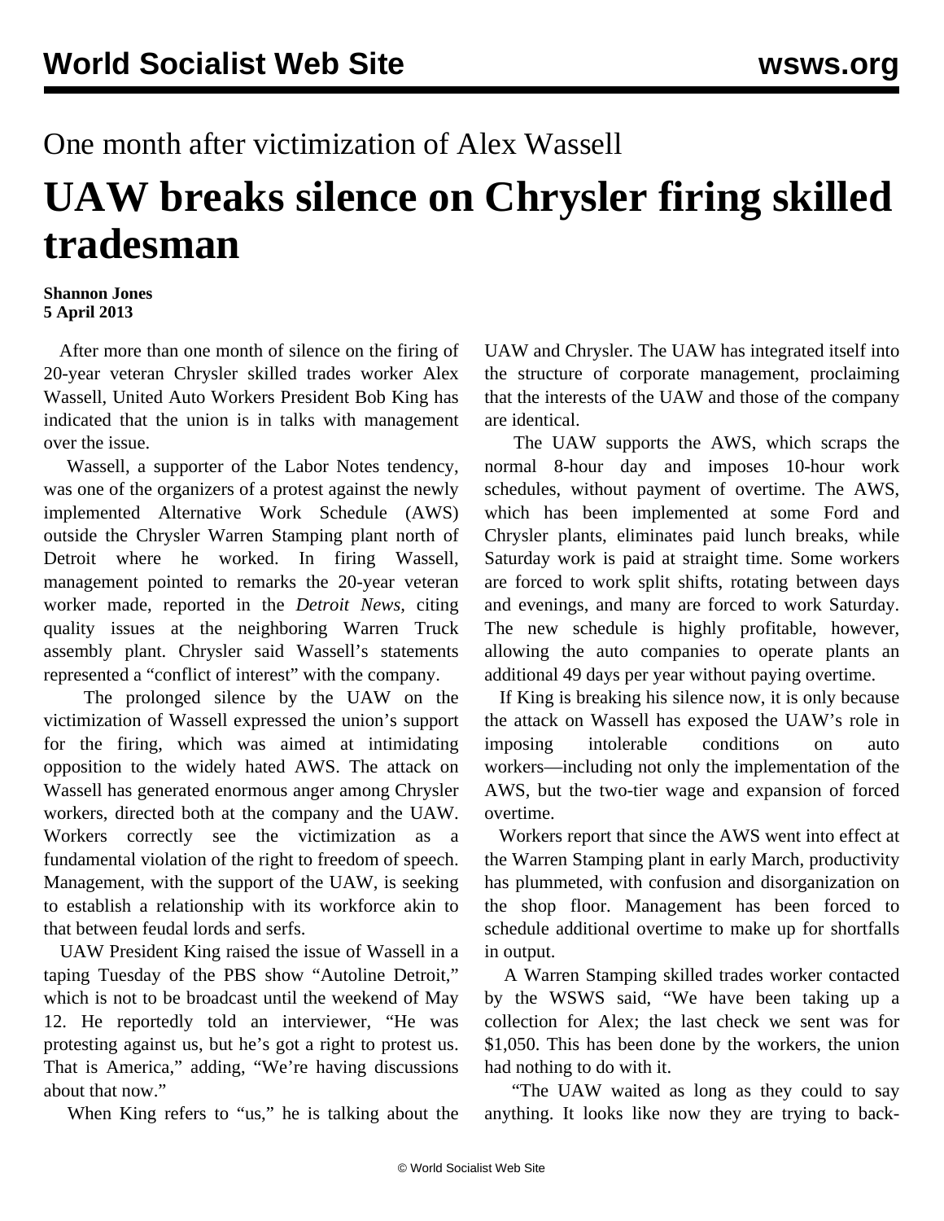One month after victimization of Alex Wassell

# UAW breaks silence on Chrysler firing skilled tradesman

**Shannon Jones**
**5 April 2013**

After more than one month of silence on the firing of 20-year veteran Chrysler skilled trades worker Alex Wassell, United Auto Workers President Bob King has indicated that the union is in talks with management over the issue.

Wassell, a supporter of the Labor Notes tendency, was one of the organizers of a protest against the newly implemented Alternative Work Schedule (AWS) outside the Chrysler Warren Stamping plant north of Detroit where he worked. In firing Wassell, management pointed to remarks the 20-year veteran worker made, reported in the *Detroit News*, citing quality issues at the neighboring Warren Truck assembly plant. Chrysler said Wassell's statements represented a "conflict of interest" with the company.

The prolonged silence by the UAW on the victimization of Wassell expressed the union's support for the firing, which was aimed at intimidating opposition to the widely hated AWS. The attack on Wassell has generated enormous anger among Chrysler workers, directed both at the company and the UAW. Workers correctly see the victimization as a fundamental violation of the right to freedom of speech. Management, with the support of the UAW, is seeking to establish a relationship with its workforce akin to that between feudal lords and serfs.

UAW President King raised the issue of Wassell in a taping Tuesday of the PBS show "Autoline Detroit," which is not to be broadcast until the weekend of May 12. He reportedly told an interviewer, "He was protesting against us, but he's got a right to protest us. That is America," adding, "We're having discussions about that now."

When King refers to "us," he is talking about the UAW and Chrysler. The UAW has integrated itself into the structure of corporate management, proclaiming that the interests of the UAW and those of the company are identical.

The UAW supports the AWS, which scraps the normal 8-hour day and imposes 10-hour work schedules, without payment of overtime. The AWS, which has been implemented at some Ford and Chrysler plants, eliminates paid lunch breaks, while Saturday work is paid at straight time. Some workers are forced to work split shifts, rotating between days and evenings, and many are forced to work Saturday. The new schedule is highly profitable, however, allowing the auto companies to operate plants an additional 49 days per year without paying overtime.

If King is breaking his silence now, it is only because the attack on Wassell has exposed the UAW's role in imposing intolerable conditions on auto workers—including not only the implementation of the AWS, but the two-tier wage and expansion of forced overtime.

Workers report that since the AWS went into effect at the Warren Stamping plant in early March, productivity has plummeted, with confusion and disorganization on the shop floor. Management has been forced to schedule additional overtime to make up for shortfalls in output.

A Warren Stamping skilled trades worker contacted by the WSWS said, "We have been taking up a collection for Alex; the last check we sent was for $1,050. This has been done by the workers, the union had nothing to do with it.

"The UAW waited as long as they could to say anything. It looks like now they are trying to back-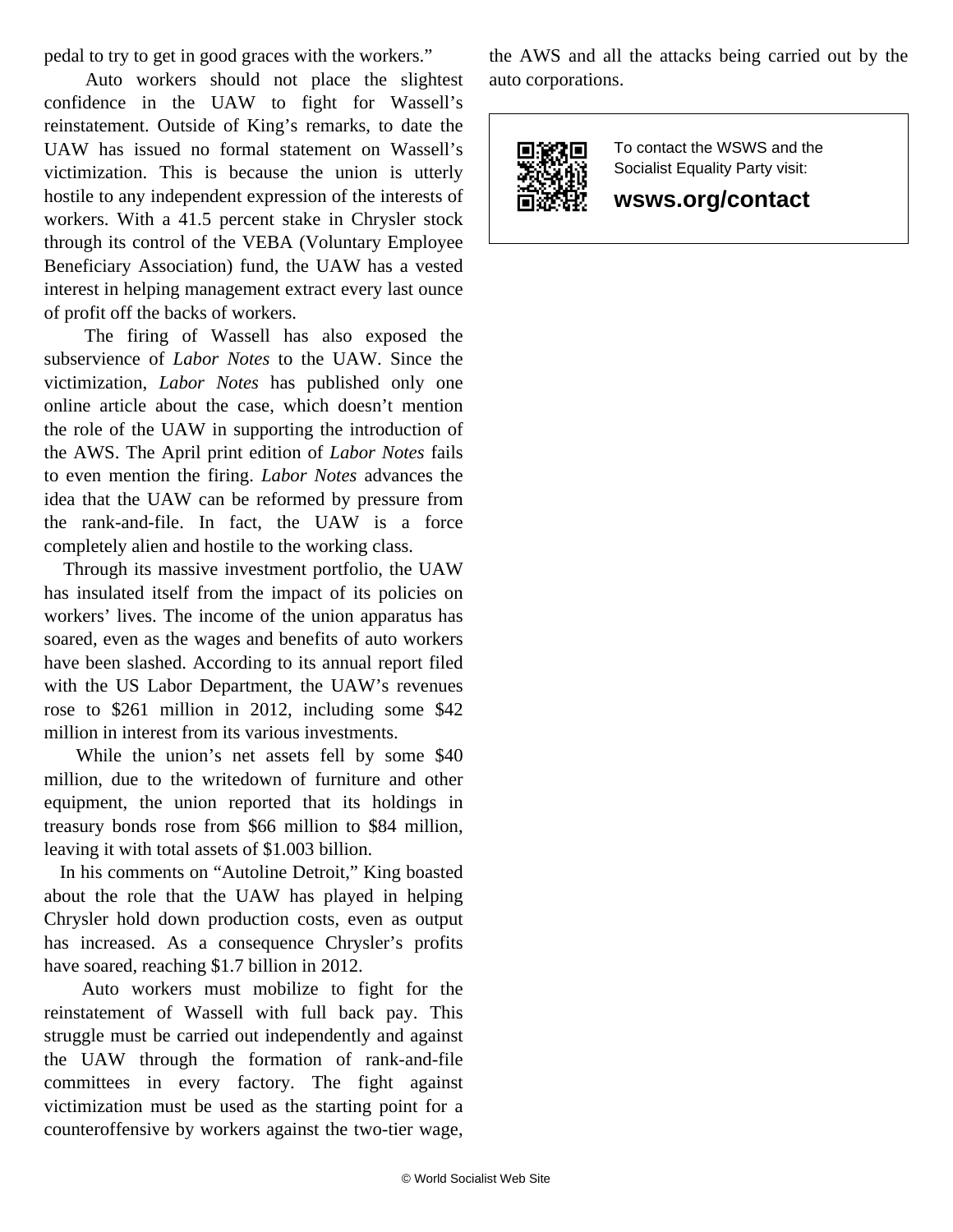pedal to try to get in good graces with the workers."

Auto workers should not place the slightest confidence in the UAW to fight for Wassell's reinstatement. Outside of King's remarks, to date the UAW has issued no formal statement on Wassell's victimization. This is because the union is utterly hostile to any independent expression of the interests of workers. With a 41.5 percent stake in Chrysler stock through its control of the VEBA (Voluntary Employee Beneficiary Association) fund, the UAW has a vested interest in helping management extract every last ounce of profit off the backs of workers.

The firing of Wassell has also exposed the subservience of *Labor Notes* to the UAW. Since the victimization, *Labor Notes* has published only one online article about the case, which doesn't mention the role of the UAW in supporting the introduction of the AWS. The April print edition of *Labor Notes* fails to even mention the firing. *Labor Notes* advances the idea that the UAW can be reformed by pressure from the rank-and-file. In fact, the UAW is a force completely alien and hostile to the working class.

Through its massive investment portfolio, the UAW has insulated itself from the impact of its policies on workers' lives. The income of the union apparatus has soared, even as the wages and benefits of auto workers have been slashed. According to its annual report filed with the US Labor Department, the UAW's revenues rose to $261 million in 2012, including some $42 million in interest from its various investments.

While the union's net assets fell by some $40 million, due to the writedown of furniture and other equipment, the union reported that its holdings in treasury bonds rose from $66 million to $84 million, leaving it with total assets of $1.003 billion.

In his comments on "Autoline Detroit," King boasted about the role that the UAW has played in helping Chrysler hold down production costs, even as output has increased. As a consequence Chrysler's profits have soared, reaching $1.7 billion in 2012.

Auto workers must mobilize to fight for the reinstatement of Wassell with full back pay. This struggle must be carried out independently and against the UAW through the formation of rank-and-file committees in every factory. The fight against victimization must be used as the starting point for a counteroffensive by workers against the two-tier wage, the AWS and all the attacks being carried out by the auto corporations.

To contact the WSWS and the Socialist Equality Party visit:

**wsws.org/contact**